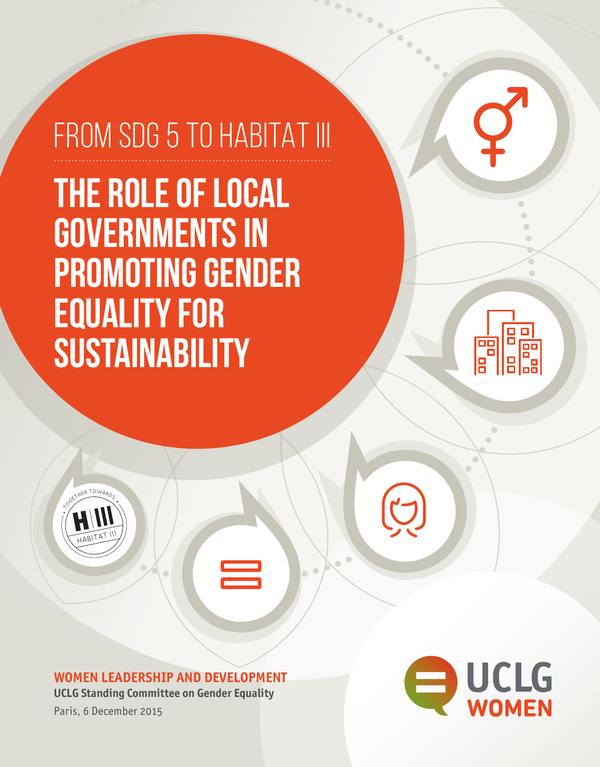FROM SDG 5 TO HABITAT III

# THE ROLE OF LOCAL GOVERNMENTS IN PROMOTING GENDER EQUALITY FOR SUSTAINABILITY

**WOMEN LEADERSHIP AND DEVELOPMENT**

**UCLG Standing Committee on Gender Equality**

Paris, 6 December 2015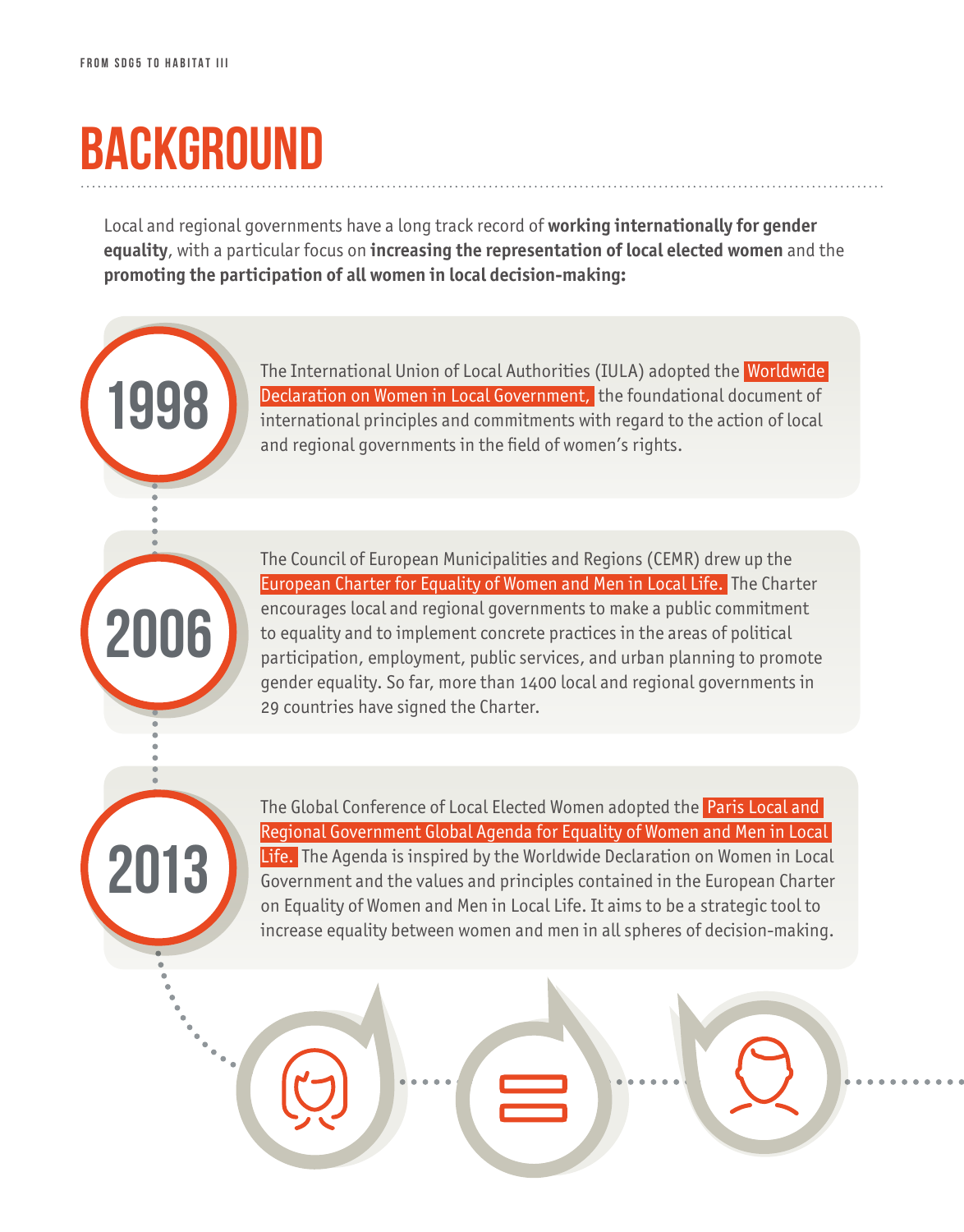# BACKGROUND

Local and regional governments have a long track record of **working internationally for gender equality**, with a particular focus on **increasing the representation of local elected women** and the **promoting the participation of all women in local decision-making:**

**1998**

The International Union of Local Authorities (IULA) adopted the Worldwide Declaration on Women in Local Government, the foundational document of international principles and commitments with regard to the action of local and regional governments in the field of women's rights.

**2006**

The Council of European Municipalities and Regions (CEMR) drew up the European Charter for Equality of Women and Men in Local Life. The Charter encourages local and regional governments to make a public commitment to equality and to implement concrete practices in the areas of political participation, employment, public services, and urban planning to promote gender equality. So far, more than 1400 local and regional governments in 29 countries have signed the Charter.

**2013**

The Global Conference of Local Elected Women adopted the Paris Local and Regional Government Global Agenda for Equality of Women and Men in Local Life. The Agenda is inspired by the Worldwide Declaration on Women in Local Government and the values and principles contained in the European Charter on Equality of Women and Men in Local Life. It aims to be a strategic tool to increase equality between women and men in all spheres of decision-making.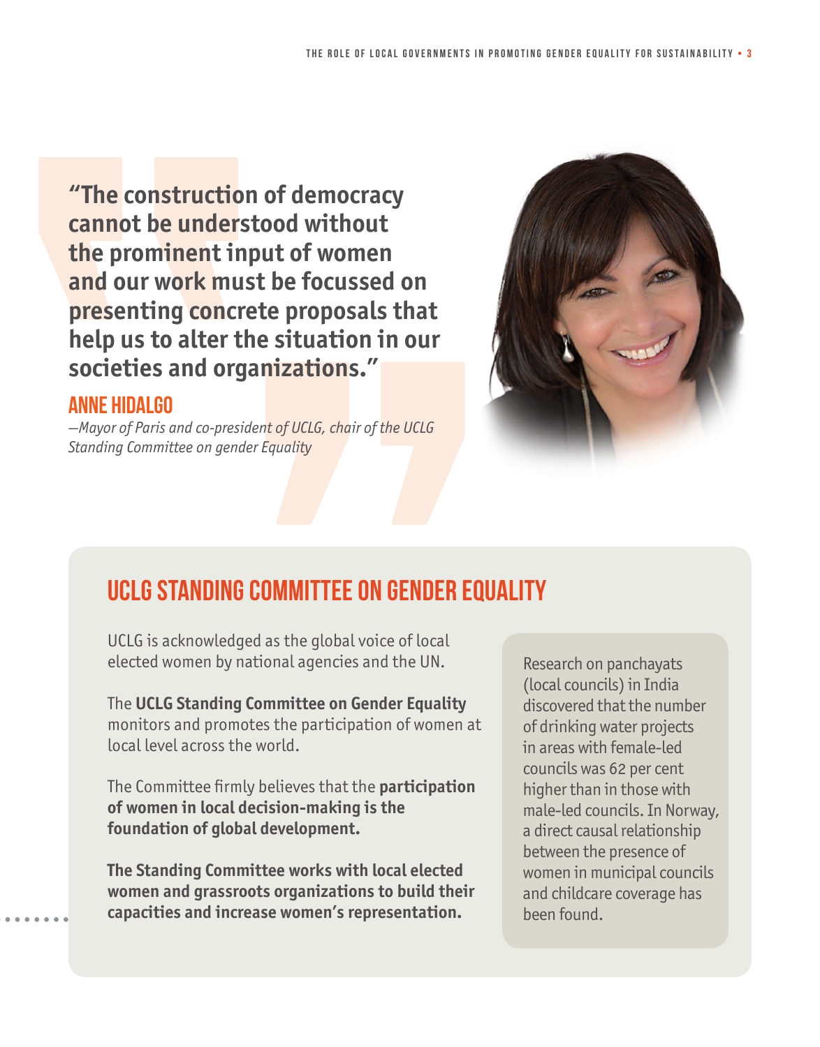> **"The construction of democracy cannot be understood without the prominent input of women and our work must be focussed on presenting concrete proposals that help us to alter the situation in our societies and organizations."**

**ANNE HIDALGO**

*—Mayor of Paris and co-president of UCLG, chair of the UCLG Standing Committee on gender Equality*

## UCLG STANDING COMMITTEE ON GENDER EQUALITY

UCLG is acknowledged as the global voice of local elected women by national agencies and the UN.

The **UCLG Standing Committee on Gender Equality** monitors and promotes the participation of women at local level across the world.

The Committee firmly believes that the **participation of women in local decision-making is the foundation of global development.**

**The Standing Committee works with local elected women and grassroots organizations to build their capacities and increase women's representation.**

Research on panchayats (local councils) in India discovered that the number of drinking water projects in areas with female-led councils was 62 per cent higher than in those with male-led councils. In Norway, a direct causal relationship between the presence of women in municipal councils and childcare coverage has been found.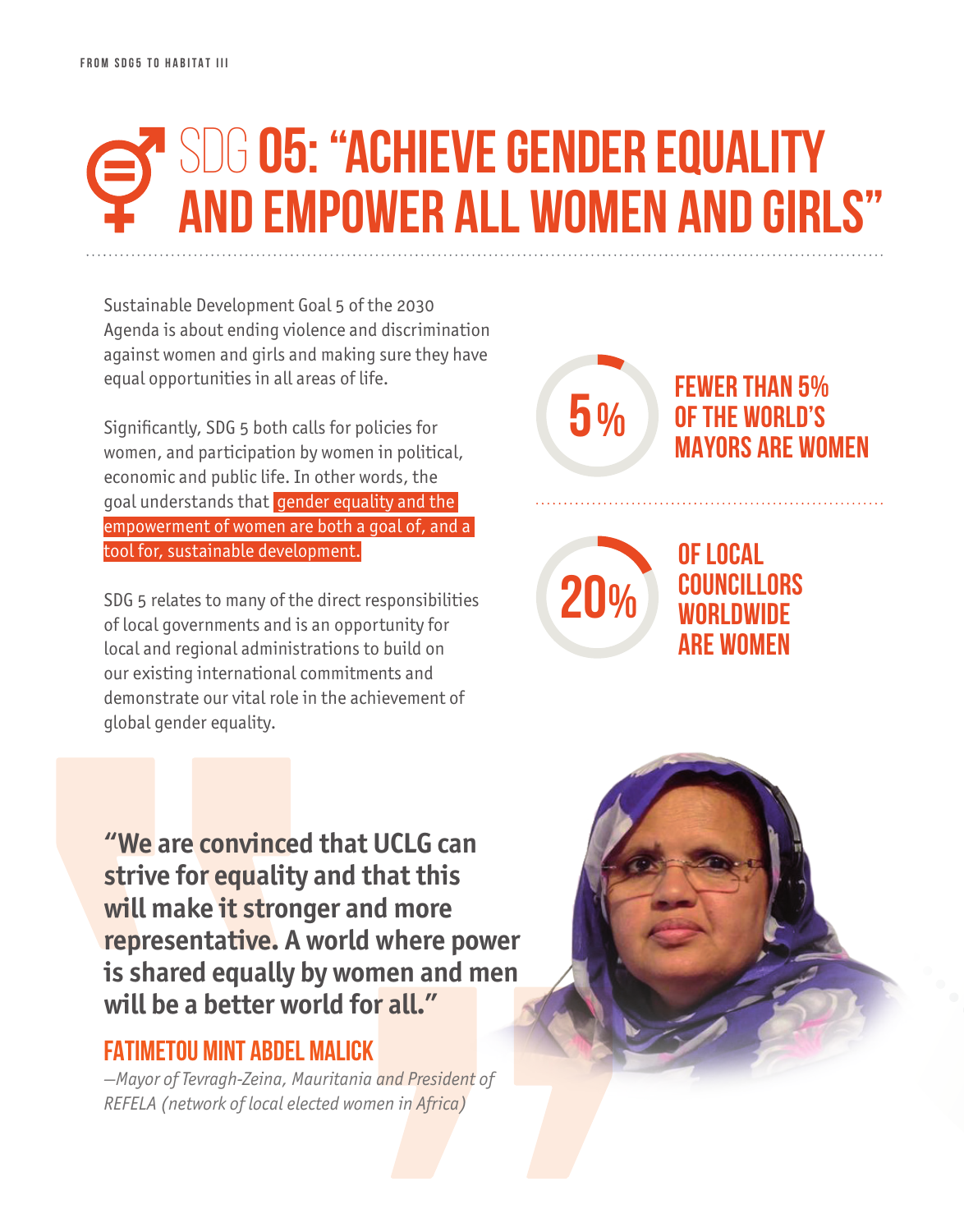# SDG 05: "ACHIEVE GENDER EQUALITY AND EMPOWER ALL WOMEN AND GIRLS"

Sustainable Development Goal 5 of the 2030 Agenda is about ending violence and discrimination against women and girls and making sure they have equal opportunities in all areas of life.

Significantly, SDG 5 both calls for policies for women, and participation by women in political, economic and public life. In other words, the goal understands that **gender equality and the empowerment of women are both a goal of, and a tool for, sustainable development.**

SDG 5 relates to many of the direct responsibilities of local governments and is an opportunity for local and regional administrations to build on our existing international commitments and demonstrate our vital role in the achievement of global gender equality.

**5%** — FEWER THAN 5% OF THE WORLD'S MAYORS ARE WOMEN

**20%** — OF LOCAL COUNCILLORS WORLDWIDE ARE WOMEN

> **"We are convinced that UCLG can strive for equality and that this will make it stronger and more representative. A world where power is shared equally by women and men will be a better world for all."**

**FATIMETOU MINT ABDEL MALICK**

*—Mayor of Tevragh-Zeina, Mauritania and President of REFELA (network of local elected women in Africa)*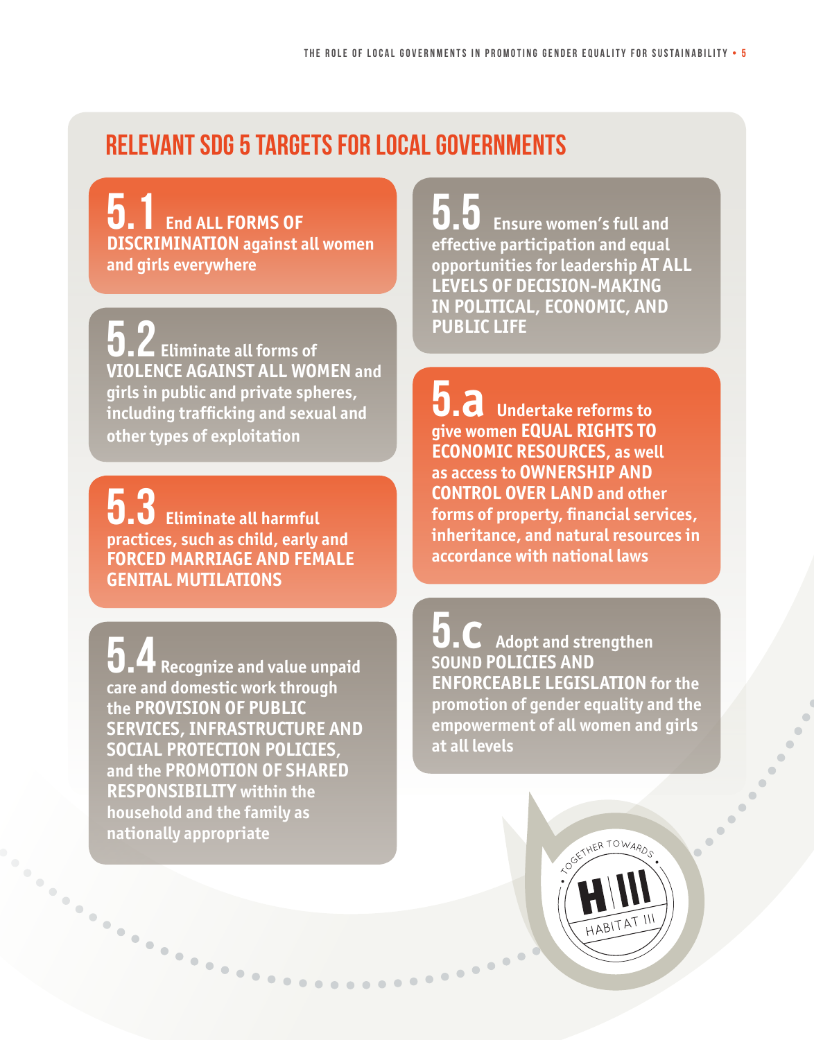## RELEVANT SDG 5 TARGETS FOR LOCAL GOVERNMENTS

**5.1** End **ALL FORMS OF DISCRIMINATION** against all women and girls everywhere

**5.2** Eliminate all forms of **VIOLENCE AGAINST ALL WOMEN** and girls in public and private spheres, including trafficking and sexual and other types of exploitation

**5.3** Eliminate all harmful practices, such as child, early and **FORCED MARRIAGE AND FEMALE GENITAL MUTILATIONS**

**5.4** Recognize and value unpaid care and domestic work through the **PROVISION OF PUBLIC SERVICES, INFRASTRUCTURE AND SOCIAL PROTECTION POLICIES**, and the **PROMOTION OF SHARED RESPONSIBILITY** within the household and the family as nationally appropriate

**5.5** Ensure women's full and effective participation and equal opportunities for leadership **AT ALL LEVELS OF DECISION-MAKING IN POLITICAL, ECONOMIC, AND PUBLIC LIFE**

**5.a** Undertake reforms to give women **EQUAL RIGHTS TO ECONOMIC RESOURCES**, as well as access to **OWNERSHIP AND CONTROL OVER LAND** and other forms of property, financial services, inheritance, and natural resources in accordance with national laws

**5.c** Adopt and strengthen **SOUND POLICIES AND ENFORCEABLE LEGISLATION** for the promotion of gender equality and the empowerment of all women and girls at all levels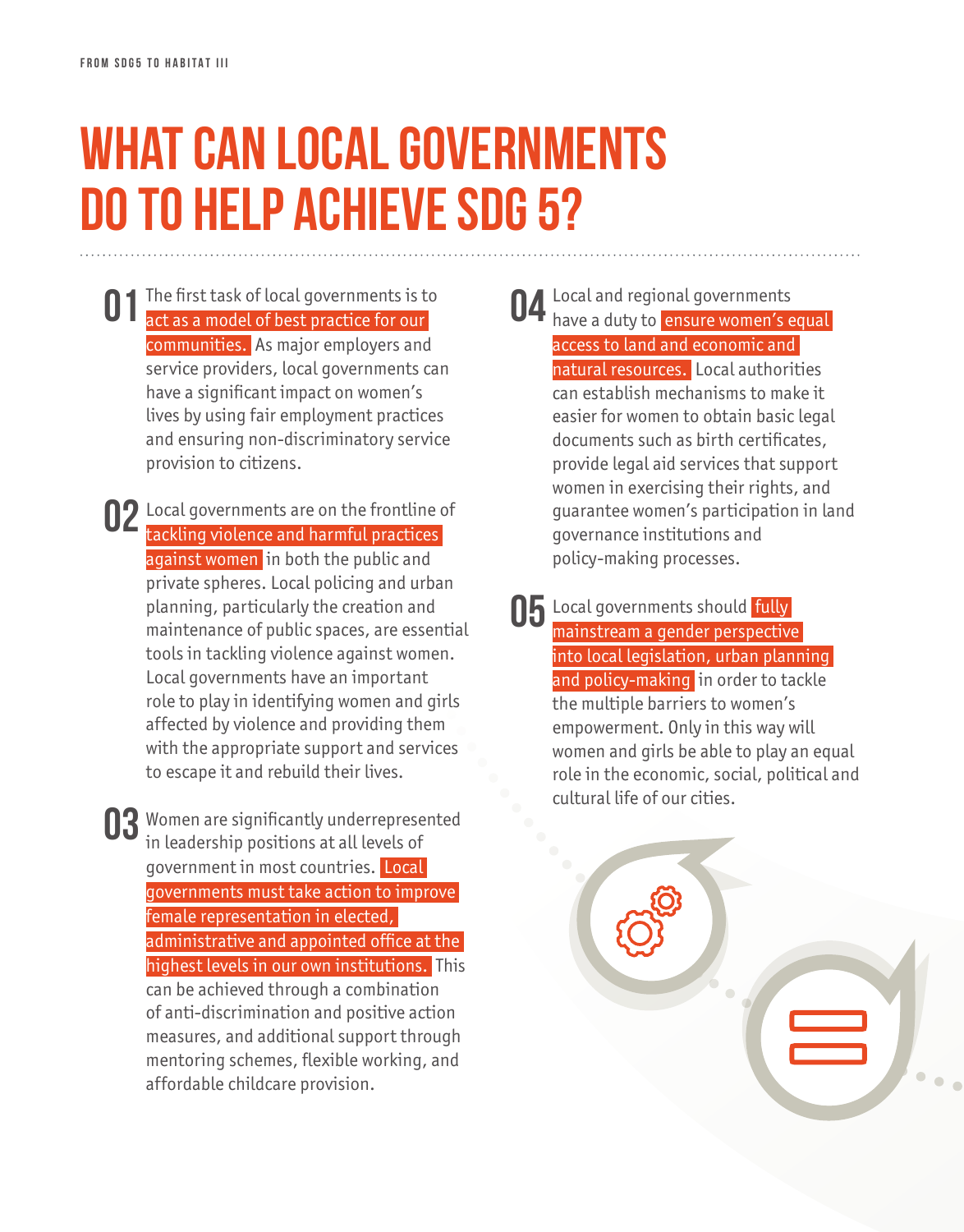# WHAT CAN LOCAL GOVERNMENTS DO TO HELP ACHIEVE SDG 5?

**01** The first task of local governments is to **act as a model of best practice for our communities.** As major employers and service providers, local governments can have a significant impact on women's lives by using fair employment practices and ensuring non-discriminatory service provision to citizens.

**02** Local governments are on the frontline of **tackling violence and harmful practices against women** in both the public and private spheres. Local policing and urban planning, particularly the creation and maintenance of public spaces, are essential tools in tackling violence against women. Local governments have an important role to play in identifying women and girls affected by violence and providing them with the appropriate support and services to escape it and rebuild their lives.

**03** Women are significantly underrepresented in leadership positions at all levels of government in most countries. **Local governments must take action to improve female representation in elected, administrative and appointed office at the highest levels in our own institutions.** This can be achieved through a combination of anti-discrimination and positive action measures, and additional support through mentoring schemes, flexible working, and affordable childcare provision.

**04** Local and regional governments have a duty to **ensure women's equal access to land and economic and natural resources.** Local authorities can establish mechanisms to make it easier for women to obtain basic legal documents such as birth certificates, provide legal aid services that support women in exercising their rights, and guarantee women's participation in land governance institutions and policy-making processes.

**05** Local governments should **fully mainstream a gender perspective into local legislation, urban planning and policy-making** in order to tackle the multiple barriers to women's empowerment. Only in this way will women and girls be able to play an equal role in the economic, social, political and cultural life of our cities.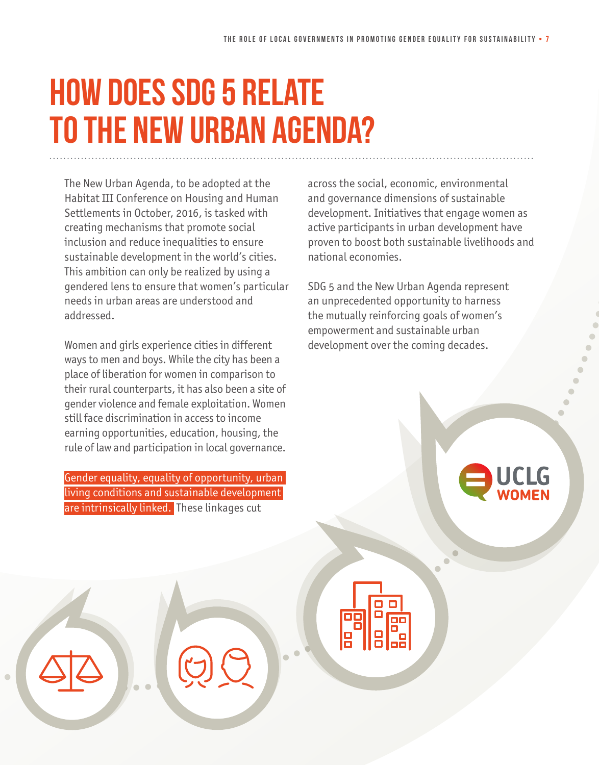# HOW DOES SDG 5 RELATE TO THE NEW URBAN AGENDA?

The New Urban Agenda, to be adopted at the Habitat III Conference on Housing and Human Settlements in October, 2016, is tasked with creating mechanisms that promote social inclusion and reduce inequalities to ensure sustainable development in the world's cities. This ambition can only be realized by using a gendered lens to ensure that women's particular needs in urban areas are understood and addressed.

Women and girls experience cities in different ways to men and boys. While the city has been a place of liberation for women in comparison to their rural counterparts, it has also been a site of gender violence and female exploitation. Women still face discrimination in access to income earning opportunities, education, housing, the rule of law and participation in local governance.

**Gender equality, equality of opportunity, urban living conditions and sustainable development are intrinsically linked.** These linkages cut across the social, economic, environmental and governance dimensions of sustainable development. Initiatives that engage women as active participants in urban development have proven to boost both sustainable livelihoods and national economies.

SDG 5 and the New Urban Agenda represent an unprecedented opportunity to harness the mutually reinforcing goals of women's empowerment and sustainable urban development over the coming decades.

UCLG WOMEN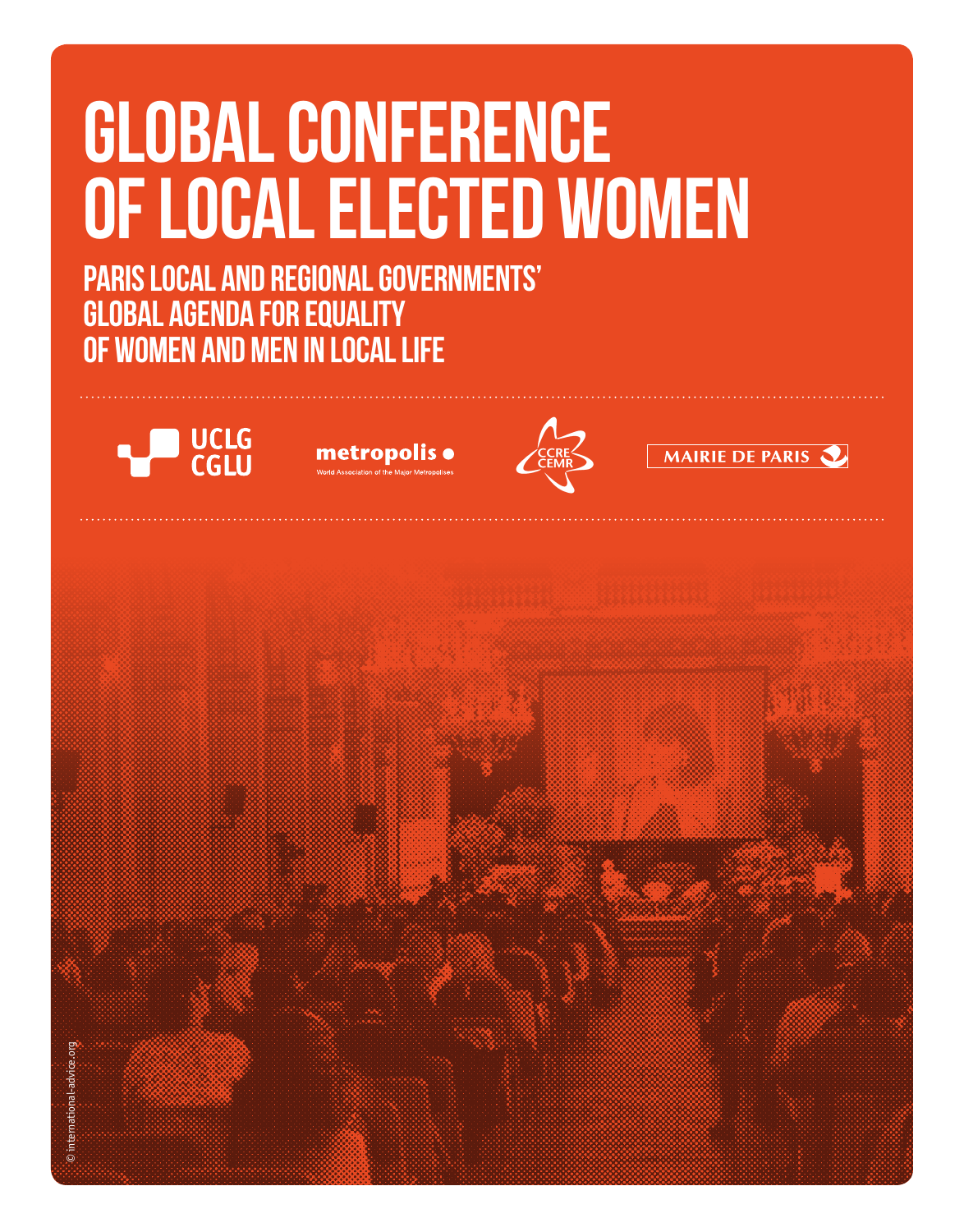# GLOBAL CONFERENCE OF LOCAL ELECTED WOMEN

## PARIS LOCAL AND REGIONAL GOVERNMENTS' GLOBAL AGENDA FOR EQUALITY OF WOMEN AND MEN IN LOCAL LIFE

UCLG CGLU

metropolis
World Association of the Major Metropolises

CCRE CEMR

MAIRIE DE PARIS

© international-advice.org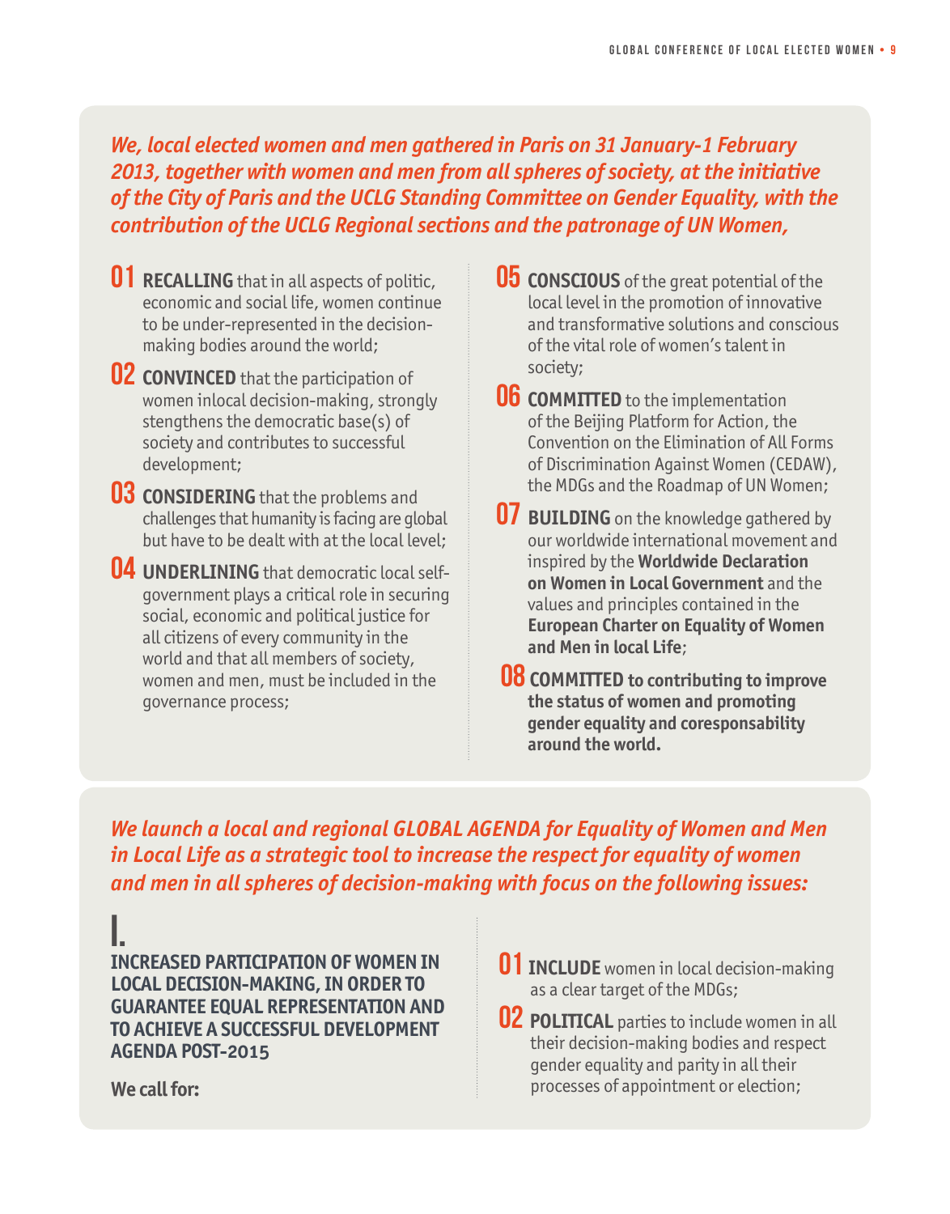*We, local elected women and men gathered in Paris on 31 January-1 February 2013, together with women and men from all spheres of society, at the initiative of the City of Paris and the UCLG Standing Committee on Gender Equality, with the contribution of the UCLG Regional sections and the patronage of UN Women,*

**01** **RECALLING** that in all aspects of politic, economic and social life, women continue to be under-represented in the decision-making bodies around the world;

**02** **CONVINCED** that the participation of women inlocal decision-making, strongly stengthens the democratic base(s) of society and contributes to successful development;

**03** **CONSIDERING** that the problems and challenges that humanity is facing are global but have to be dealt with at the local level;

**04** **UNDERLINING** that democratic local self-government plays a critical role in securing social, economic and political justice for all citizens of every community in the world and that all members of society, women and men, must be included in the governance process;

**05** **CONSCIOUS** of the great potential of the local level in the promotion of innovative and transformative solutions and conscious of the vital role of women's talent in society;

**06** **COMMITTED** to the implementation of the Beijing Platform for Action, the Convention on the Elimination of All Forms of Discrimination Against Women (CEDAW), the MDGs and the Roadmap of UN Women;

**07** **BUILDING** on the knowledge gathered by our worldwide international movement and inspired by the **Worldwide Declaration on Women in Local Government** and the values and principles contained in the **European Charter on Equality of Women and Men in local Life**;

**08** **COMMITTED to contributing to improve the status of women and promoting gender equality and coresponsability around the world.**

*We launch a local and regional GLOBAL AGENDA for Equality of Women and Men in Local Life as a strategic tool to increase the respect for equality of women and men in all spheres of decision-making with focus on the following issues:*

## I.

### INCREASED PARTICIPATION OF WOMEN IN LOCAL DECISION-MAKING, IN ORDER TO GUARANTEE EQUAL REPRESENTATION AND TO ACHIEVE A SUCCESSFUL DEVELOPMENT AGENDA POST-2015

**We call for:**

**01** **INCLUDE** women in local decision-making as a clear target of the MDGs;

**02** **POLITICAL** parties to include women in all their decision-making bodies and respect gender equality and parity in all their processes of appointment or election;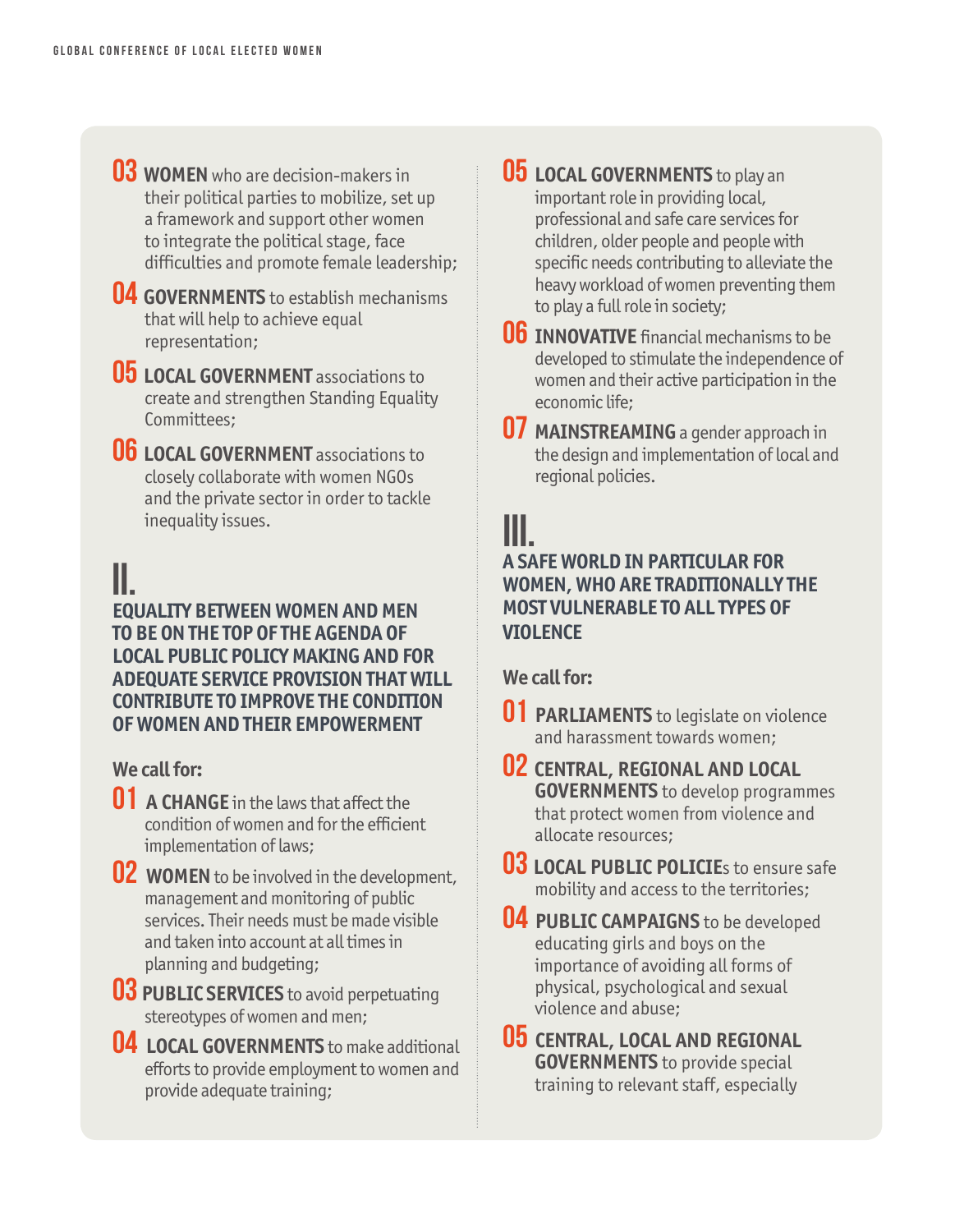**03 WOMEN** who are decision-makers in their political parties to mobilize, set up a framework and support other women to integrate the political stage, face difficulties and promote female leadership;

**04 GOVERNMENTS** to establish mechanisms that will help to achieve equal representation;

**05 LOCAL GOVERNMENT** associations to create and strengthen Standing Equality Committees;

**06 LOCAL GOVERNMENT** associations to closely collaborate with women NGOs and the private sector in order to tackle inequality issues.

## II.

### EQUALITY BETWEEN WOMEN AND MEN TO BE ON THE TOP OF THE AGENDA OF LOCAL PUBLIC POLICY MAKING AND FOR ADEQUATE SERVICE PROVISION THAT WILL CONTRIBUTE TO IMPROVE THE CONDITION OF WOMEN AND THEIR EMPOWERMENT

**We call for:**

**01 A CHANGE** in the laws that affect the condition of women and for the efficient implementation of laws;

**02 WOMEN** to be involved in the development, management and monitoring of public services. Their needs must be made visible and taken into account at all times in planning and budgeting;

**03 PUBLIC SERVICES** to avoid perpetuating stereotypes of women and men;

**04 LOCAL GOVERNMENTS** to make additional efforts to provide employment to women and provide adequate training;

**05 LOCAL GOVERNMENTS** to play an important role in providing local, professional and safe care services for children, older people and people with specific needs contributing to alleviate the heavy workload of women preventing them to play a full role in society;

**06 INNOVATIVE** financial mechanisms to be developed to stimulate the independence of women and their active participation in the economic life;

**07 MAINSTREAMING** a gender approach in the design and implementation of local and regional policies.

## III.

### A SAFE WORLD IN PARTICULAR FOR WOMEN, WHO ARE TRADITIONALLY THE MOST VULNERABLE TO ALL TYPES OF VIOLENCE

**We call for:**

**01 PARLIAMENTS** to legislate on violence and harassment towards women;

**02 CENTRAL, REGIONAL AND LOCAL GOVERNMENTS** to develop programmes that protect women from violence and allocate resources;

**03 LOCAL PUBLIC POLICIE**s to ensure safe mobility and access to the territories;

**04 PUBLIC CAMPAIGNS** to be developed educating girls and boys on the importance of avoiding all forms of physical, psychological and sexual violence and abuse;

**05 CENTRAL, LOCAL AND REGIONAL GOVERNMENTS** to provide special training to relevant staff, especially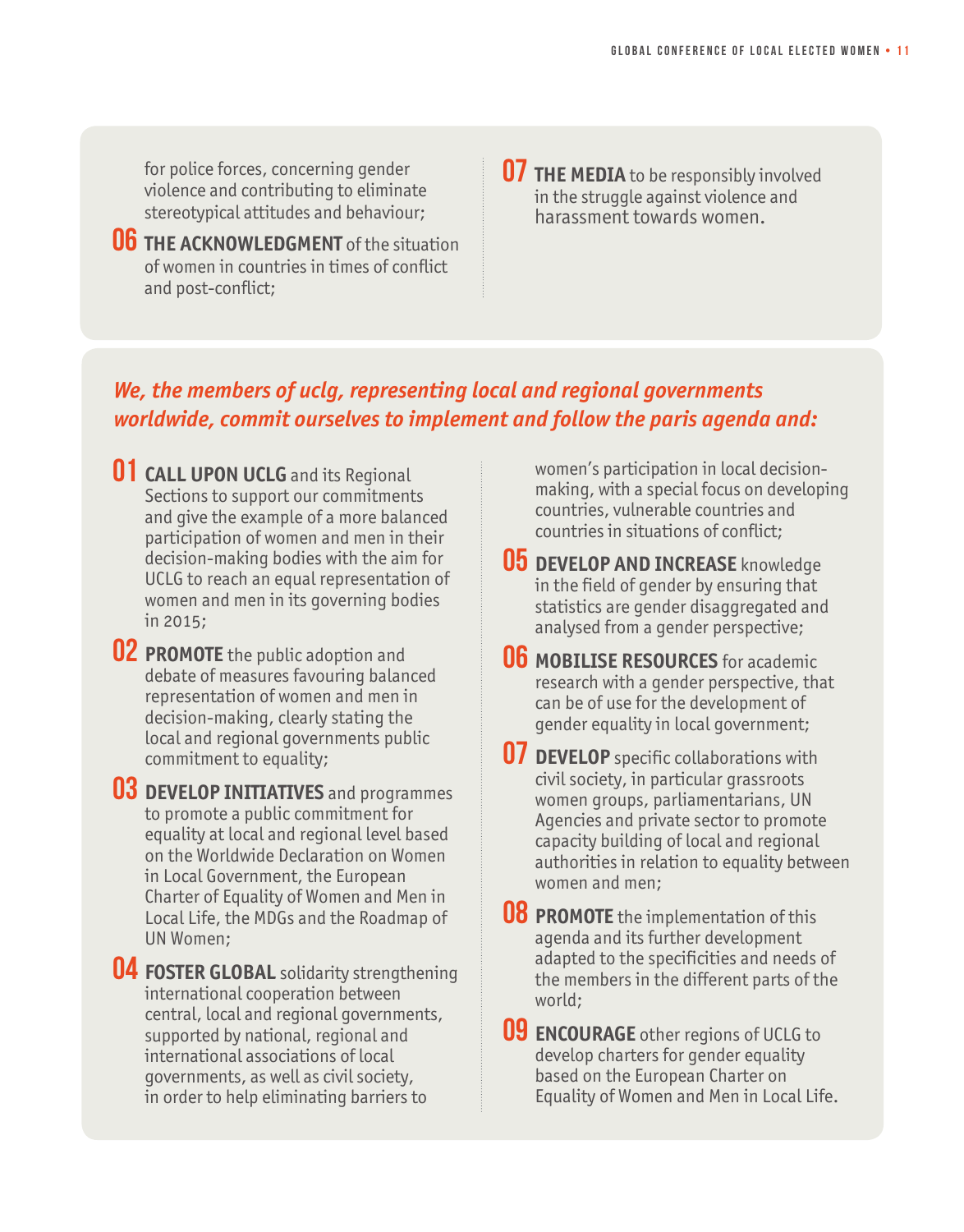for police forces, concerning gender violence and contributing to eliminate stereotypical attitudes and behaviour;

**06 THE ACKNOWLEDGMENT** of the situation of women in countries in times of conflict and post-conflict;

**07 THE MEDIA** to be responsibly involved in the struggle against violence and harassment towards women.

### *We, the members of uclg, representing local and regional governments worldwide, commit ourselves to implement and follow the paris agenda and:*

**01 CALL UPON UCLG** and its Regional Sections to support our commitments and give the example of a more balanced participation of women and men in their decision-making bodies with the aim for UCLG to reach an equal representation of women and men in its governing bodies in 2015;

**02 PROMOTE** the public adoption and debate of measures favouring balanced representation of women and men in decision-making, clearly stating the local and regional governments public commitment to equality;

**03 DEVELOP INITIATIVES** and programmes to promote a public commitment for equality at local and regional level based on the Worldwide Declaration on Women in Local Government, the European Charter of Equality of Women and Men in Local Life, the MDGs and the Roadmap of UN Women;

**04 FOSTER GLOBAL** solidarity strengthening international cooperation between central, local and regional governments, supported by national, regional and international associations of local governments, as well as civil society, in order to help eliminating barriers to women's participation in local decision-making, with a special focus on developing countries, vulnerable countries and countries in situations of conflict;

**05 DEVELOP AND INCREASE** knowledge in the field of gender by ensuring that statistics are gender disaggregated and analysed from a gender perspective;

**06 MOBILISE RESOURCES** for academic research with a gender perspective, that can be of use for the development of gender equality in local government;

**07 DEVELOP** specific collaborations with civil society, in particular grassroots women groups, parliamentarians, UN Agencies and private sector to promote capacity building of local and regional authorities in relation to equality between women and men;

**08 PROMOTE** the implementation of this agenda and its further development adapted to the specificities and needs of the members in the different parts of the world;

**09 ENCOURAGE** other regions of UCLG to develop charters for gender equality based on the European Charter on Equality of Women and Men in Local Life.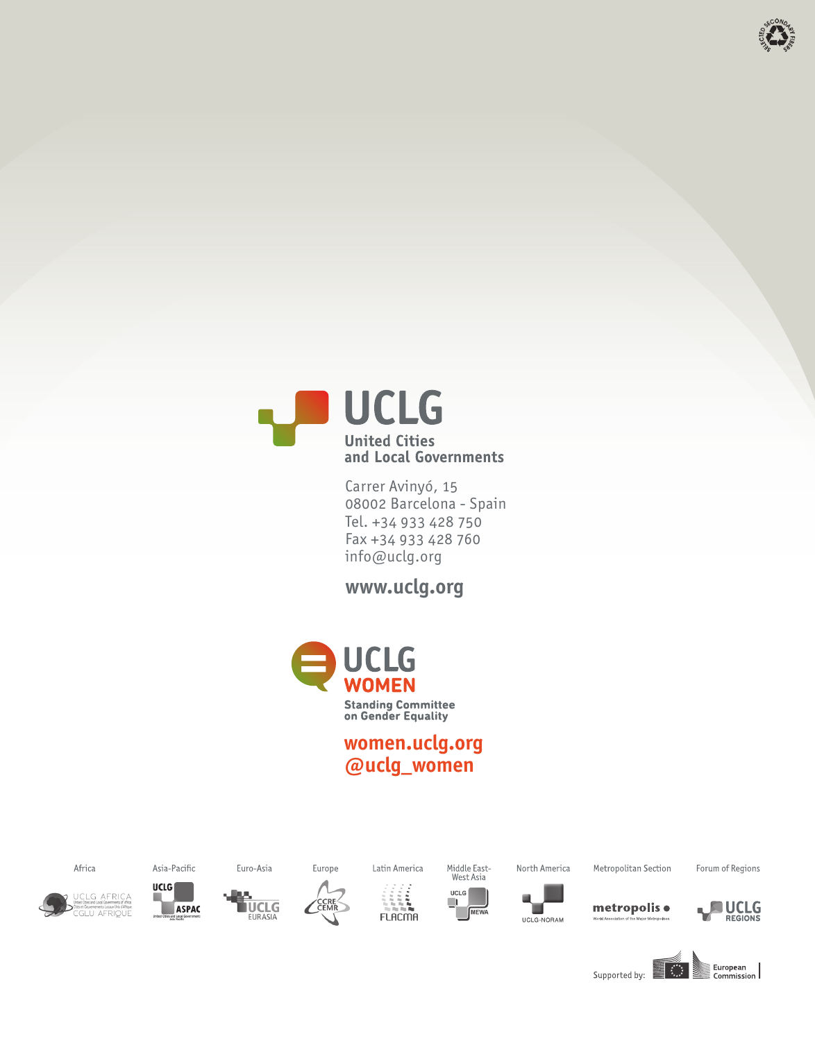UCLG

United Cities
and Local Governments

Carrer Avinyó, 15
08002 Barcelona - Spain
Tel. +34 933 428 750
Fax +34 933 428 760
info@uclg.org

**www.uclg.org**

UCLG
WOMEN
Standing Committee
on Gender Equality

**women.uclg.org**
**@uclg_women**

Africa — UCLG AFRICA / CGLU AFRIQUE

Asia-Pacific — UCLG ASPAC

Euro-Asia — UCLG EURASIA

Europe — CCRE CEMR

Latin America — FLACMA

Middle East-West Asia — UCLG MEWA

North America — UCLG-NORAM

Metropolitan Section — metropolis

Forum of Regions — UCLG REGIONS

Supported by: European Commission